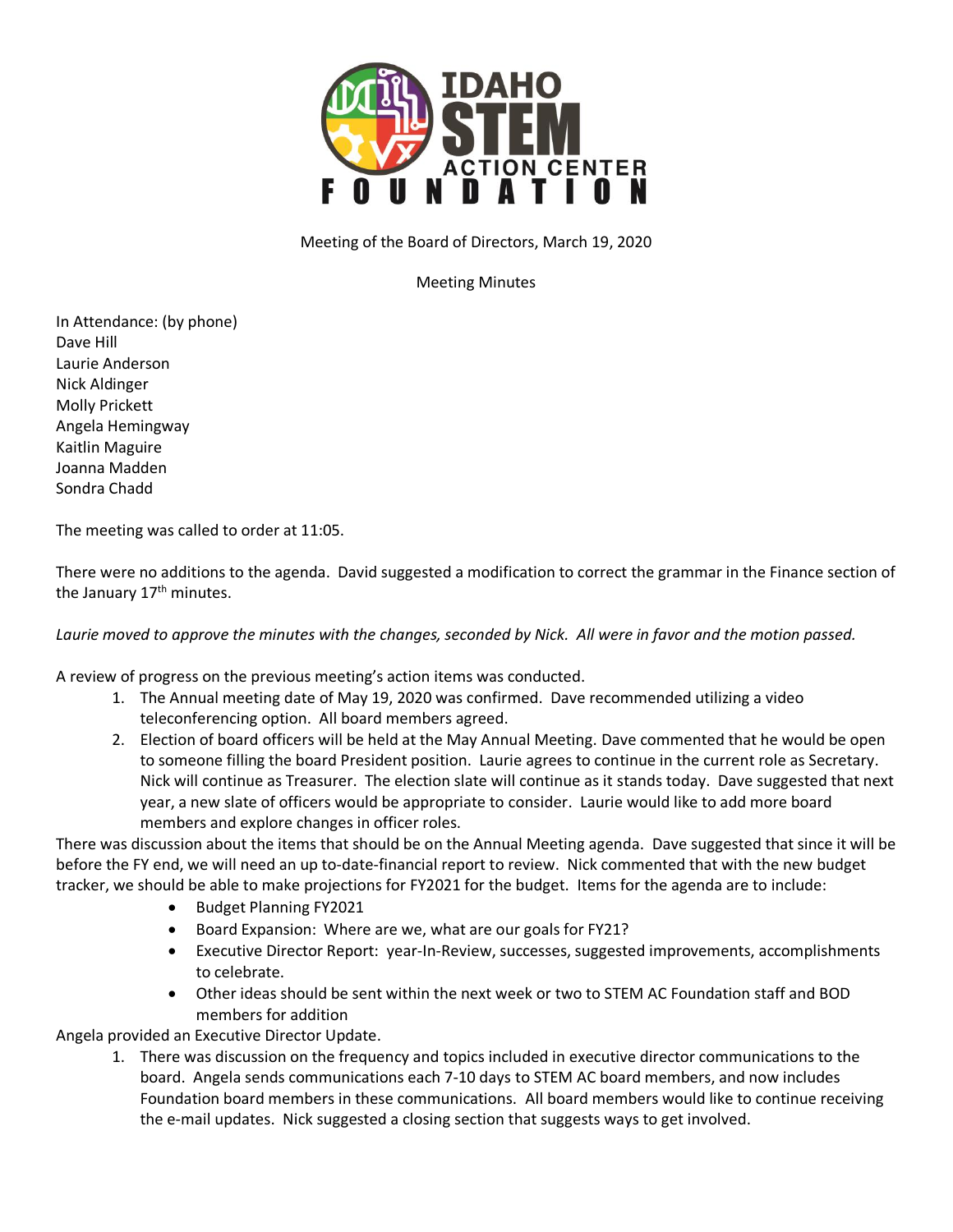Meeting of the Board of Directors, March 19, 2020

Meeting Minutes

In Attendance: (by phone)
Dave Hill
Laurie Anderson
Nick Aldinger
Molly Prickett
Angela Hemingway
Kaitlin Maguire
Joanna Madden
Sondra Chadd

The meeting was called to order at 11:05.

There were no additions to the agenda. David suggested a modification to correct the grammar in the Finance section of the January 17th minutes.

*Laurie moved to approve the minutes with the changes, seconded by Nick. All were in favor and the motion passed.*

A review of progress on the previous meeting's action items was conducted.

1. The Annual meeting date of May 19, 2020 was confirmed. Dave recommended utilizing a video teleconferencing option. All board members agreed.
2. Election of board officers will be held at the May Annual Meeting. Dave commented that he would be open to someone filling the board President position. Laurie agrees to continue in the current role as Secretary. Nick will continue as Treasurer. The election slate will continue as it stands today. Dave suggested that next year, a new slate of officers would be appropriate to consider. Laurie would like to add more board members and explore changes in officer roles.

There was discussion about the items that should be on the Annual Meeting agenda. Dave suggested that since it will be before the FY end, we will need an up to-date-financial report to review. Nick commented that with the new budget tracker, we should be able to make projections for FY2021 for the budget. Items for the agenda are to include:

- Budget Planning FY2021
- Board Expansion: Where are we, what are our goals for FY21?
- Executive Director Report: year-In-Review, successes, suggested improvements, accomplishments to celebrate.
- Other ideas should be sent within the next week or two to STEM AC Foundation staff and BOD members for addition

Angela provided an Executive Director Update.

1. There was discussion on the frequency and topics included in executive director communications to the board. Angela sends communications each 7-10 days to STEM AC board members, and now includes Foundation board members in these communications. All board members would like to continue receiving the e-mail updates. Nick suggested a closing section that suggests ways to get involved.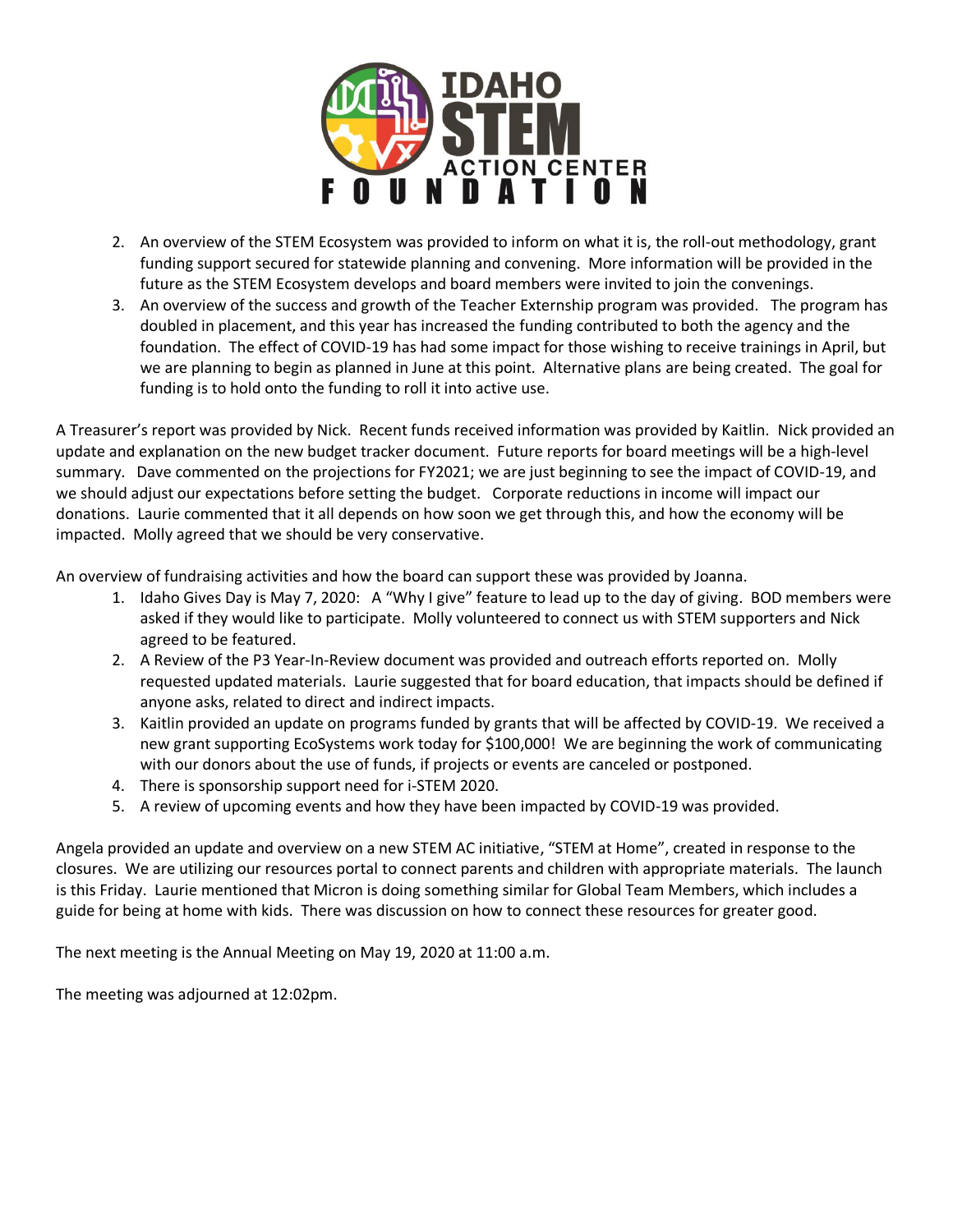2. An overview of the STEM Ecosystem was provided to inform on what it is, the roll-out methodology, grant funding support secured for statewide planning and convening. More information will be provided in the future as the STEM Ecosystem develops and board members were invited to join the convenings.
3. An overview of the success and growth of the Teacher Externship program was provided. The program has doubled in placement, and this year has increased the funding contributed to both the agency and the foundation. The effect of COVID-19 has had some impact for those wishing to receive trainings in April, but we are planning to begin as planned in June at this point. Alternative plans are being created. The goal for funding is to hold onto the funding to roll it into active use.

A Treasurer's report was provided by Nick. Recent funds received information was provided by Kaitlin. Nick provided an update and explanation on the new budget tracker document. Future reports for board meetings will be a high-level summary. Dave commented on the projections for FY2021; we are just beginning to see the impact of COVID-19, and we should adjust our expectations before setting the budget. Corporate reductions in income will impact our donations. Laurie commented that it all depends on how soon we get through this, and how the economy will be impacted. Molly agreed that we should be very conservative.

An overview of fundraising activities and how the board can support these was provided by Joanna.

1. Idaho Gives Day is May 7, 2020: A "Why I give" feature to lead up to the day of giving. BOD members were asked if they would like to participate. Molly volunteered to connect us with STEM supporters and Nick agreed to be featured.
2. A Review of the P3 Year-In-Review document was provided and outreach efforts reported on. Molly requested updated materials. Laurie suggested that for board education, that impacts should be defined if anyone asks, related to direct and indirect impacts.
3. Kaitlin provided an update on programs funded by grants that will be affected by COVID-19. We received a new grant supporting EcoSystems work today for $100,000! We are beginning the work of communicating with our donors about the use of funds, if projects or events are canceled or postponed.
4. There is sponsorship support need for i-STEM 2020.
5. A review of upcoming events and how they have been impacted by COVID-19 was provided.

Angela provided an update and overview on a new STEM AC initiative, "STEM at Home", created in response to the closures. We are utilizing our resources portal to connect parents and children with appropriate materials. The launch is this Friday. Laurie mentioned that Micron is doing something similar for Global Team Members, which includes a guide for being at home with kids. There was discussion on how to connect these resources for greater good.

The next meeting is the Annual Meeting on May 19, 2020 at 11:00 a.m.

The meeting was adjourned at 12:02pm.